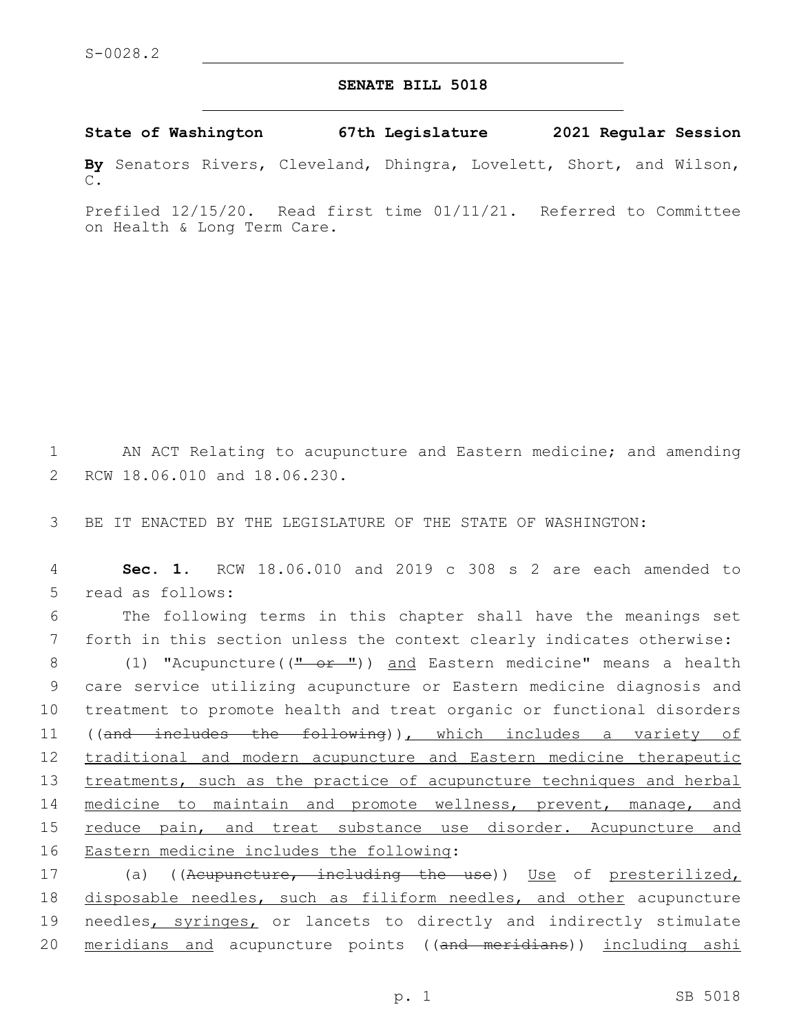S-0028.2

**SENATE BILL 5018**

**State of Washington 67th Legislature 2021 Regular Session**

**By** Senators Rivers, Cleveland, Dhingra, Lovelett, Short, and Wilson, C.

Prefiled 12/15/20. Read first time 01/11/21. Referred to Committee on Health & Long Term Care.

1 AN ACT Relating to acupuncture and Eastern medicine; and amending
2 RCW 18.06.010 and 18.06.230.

3 BE IT ENACTED BY THE LEGISLATURE OF THE STATE OF WASHINGTON:

4 **Sec. 1.** RCW 18.06.010 and 2019 c 308 s 2 are each amended to
5 read as follows:

6 The following terms in this chapter shall have the meanings set
7 forth in this section unless the context clearly indicates otherwise:

8 (1) "Acupuncture((~~" or "~~)) <u>and</u> Eastern medicine" means a health
9 care service utilizing acupuncture or Eastern medicine diagnosis and
10 treatment to promote health and treat organic or functional disorders
11 ((~~and includes the following~~))<u>, which includes a variety of</u>
12 <u>traditional and modern acupuncture and Eastern medicine therapeutic</u>
13 <u>treatments, such as the practice of acupuncture techniques and herbal</u>
14 <u>medicine to maintain and promote wellness, prevent, manage, and</u>
15 <u>reduce pain, and treat substance use disorder. Acupuncture and</u>
16 <u>Eastern medicine includes the following</u>:

17 (a) ((~~Acupuncture, including the use~~)) <u>Use</u> of <u>presterilized,</u>
18 <u>disposable needles, such as filiform needles, and other</u> acupuncture
19 needles<u>, syringes,</u> or lancets to directly and indirectly stimulate
20 <u>meridians and</u> acupuncture points ((~~and meridians~~)) <u>including ashi</u>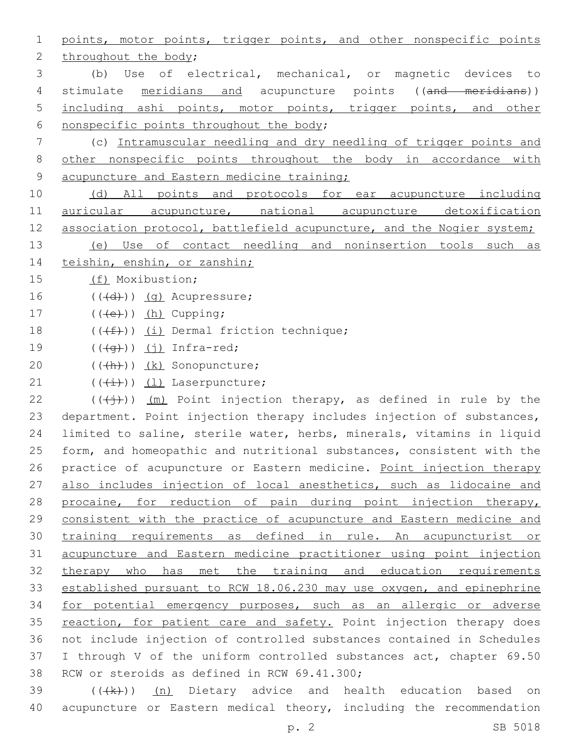points, motor points, trigger points, and other nonspecific points throughout the body;

(b) Use of electrical, mechanical, or magnetic devices to stimulate meridians and acupuncture points ((and meridians)) including ashi points, motor points, trigger points, and other nonspecific points throughout the body;

(c) Intramuscular needling and dry needling of trigger points and other nonspecific points throughout the body in accordance with acupuncture and Eastern medicine training;

(d) All points and protocols for ear acupuncture including auricular acupuncture, national acupuncture detoxification association protocol, battlefield acupuncture, and the Nogier system;

(e) Use of contact needling and noninsertion tools such as teishin, enshin, or zanshin;

(f) Moxibustion;

(((d))) (g) Acupressure;

(((e))) (h) Cupping;

(((f))) (i) Dermal friction technique;

(((g))) (j) Infra-red;

(((h))) (k) Sonopuncture;

(((i))) (l) Laserpuncture;

(((j))) (m) Point injection therapy, as defined in rule by the department. Point injection therapy includes injection of substances, limited to saline, sterile water, herbs, minerals, vitamins in liquid form, and homeopathic and nutritional substances, consistent with the practice of acupuncture or Eastern medicine. Point injection therapy also includes injection of local anesthetics, such as lidocaine and procaine, for reduction of pain during point injection therapy, consistent with the practice of acupuncture and Eastern medicine and training requirements as defined in rule. An acupuncturist or acupuncture and Eastern medicine practitioner using point injection therapy who has met the training and education requirements established pursuant to RCW 18.06.230 may use oxygen, and epinephrine for potential emergency purposes, such as an allergic or adverse reaction, for patient care and safety. Point injection therapy does not include injection of controlled substances contained in Schedules I through V of the uniform controlled substances act, chapter 69.50 RCW or steroids as defined in RCW 69.41.300;

(((k))) (n) Dietary advice and health education based on acupuncture or Eastern medical theory, including the recommendation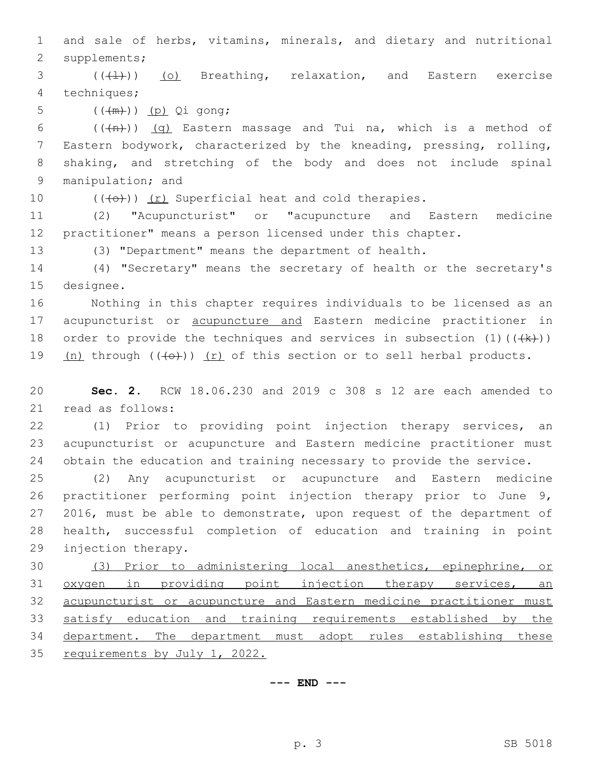and sale of herbs, vitamins, minerals, and dietary and nutritional supplements;

((~~(l)~~)) <u>(o)</u> Breathing, relaxation, and Eastern exercise techniques;

((~~(m)~~)) <u>(p)</u> Qi gong;

((~~(n)~~)) <u>(q)</u> Eastern massage and Tui na, which is a method of Eastern bodywork, characterized by the kneading, pressing, rolling, shaking, and stretching of the body and does not include spinal manipulation; and

((~~(o)~~)) <u>(r)</u> Superficial heat and cold therapies.

(2) "Acupuncturist" or "acupuncture and Eastern medicine practitioner" means a person licensed under this chapter.

(3) "Department" means the department of health.

(4) "Secretary" means the secretary of health or the secretary's designee.

Nothing in this chapter requires individuals to be licensed as an acupuncturist or <u>acupuncture and</u> Eastern medicine practitioner in order to provide the techniques and services in subsection (1)((~~(k)~~)) <u>(n)</u> through ((~~(o)~~)) <u>(r)</u> of this section or to sell herbal products.

**Sec. 2.** RCW 18.06.230 and 2019 c 308 s 12 are each amended to read as follows:

(1) Prior to providing point injection therapy services, an acupuncturist or acupuncture and Eastern medicine practitioner must obtain the education and training necessary to provide the service.

(2) Any acupuncturist or acupuncture and Eastern medicine practitioner performing point injection therapy prior to June 9, 2016, must be able to demonstrate, upon request of the department of health, successful completion of education and training in point injection therapy.

<u>(3) Prior to administering local anesthetics, epinephrine, or oxygen in providing point injection therapy services, an acupuncturist or acupuncture and Eastern medicine practitioner must satisfy education and training requirements established by the department. The department must adopt rules establishing these requirements by July 1, 2022.</u>

**--- END ---**